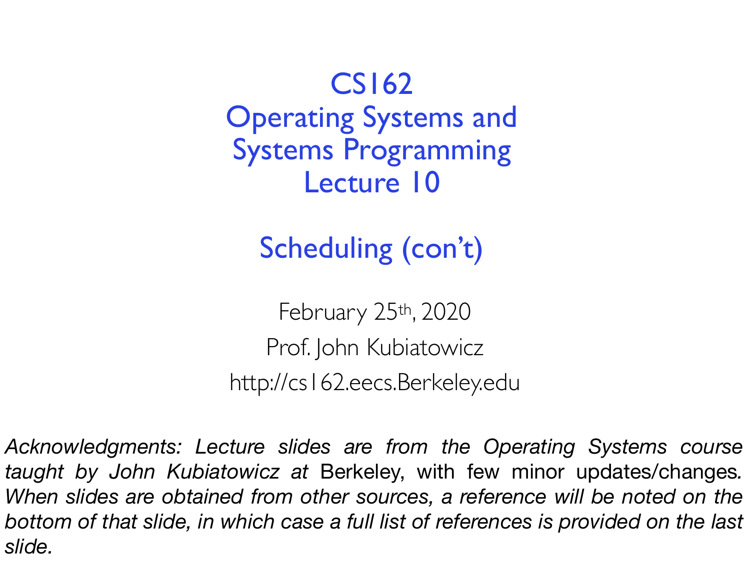# CS162
# Operating Systems and Systems Programming
# Lecture 10

## Scheduling (con't)

February 25th, 2020

Prof. John Kubiatowicz

http://cs162.eecs.Berkeley.edu

*Acknowledgments: Lecture slides are from the Operating Systems course taught by John Kubiatowicz at* Berkeley, with few minor updates/changes*. When slides are obtained from other sources, a reference will be noted on the bottom of that slide, in which case a full list of references is provided on the last slide.*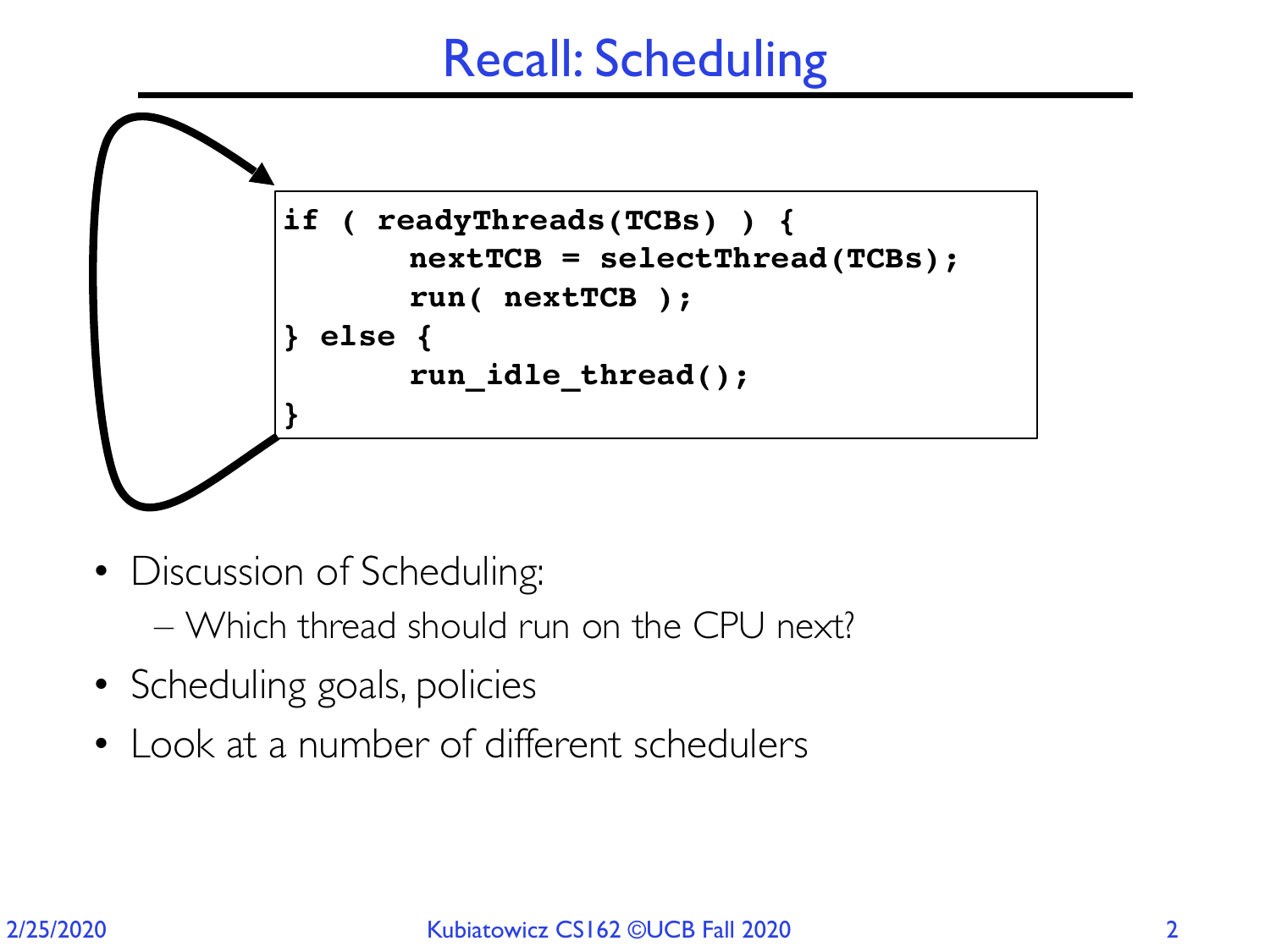# Recall: Scheduling

```
if ( readyThreads(TCBs) ) {
       nextTCB = selectThread(TCBs);
       run( nextTCB );
} else {
       run_idle_thread();
}
```

- Discussion of Scheduling:
  - Which thread should run on the CPU next?
- Scheduling goals, policies
- Look at a number of different schedulers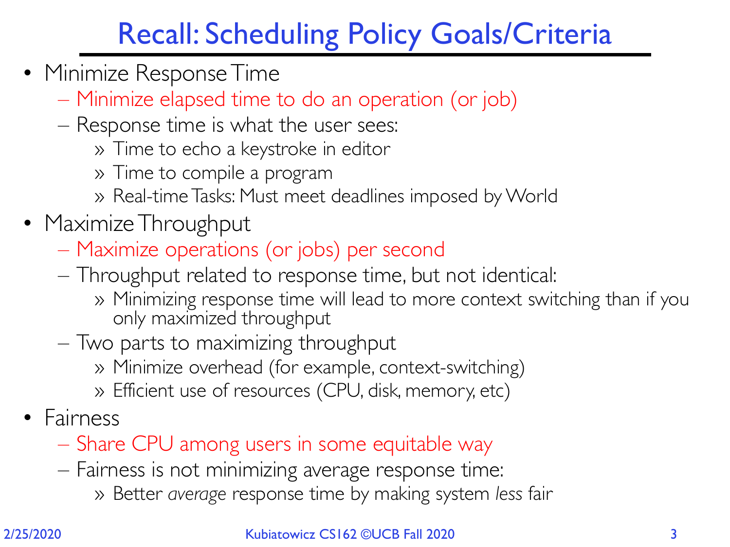# Recall: Scheduling Policy Goals/Criteria

- Minimize Response Time
  - Minimize elapsed time to do an operation (or job)
  - Response time is what the user sees:
    - Time to echo a keystroke in editor
    - Time to compile a program
    - Real-time Tasks: Must meet deadlines imposed by World
- Maximize Throughput
  - Maximize operations (or jobs) per second
  - Throughput related to response time, but not identical:
    - Minimizing response time will lead to more context switching than if you only maximized throughput
  - Two parts to maximizing throughput
    - Minimize overhead (for example, context-switching)
    - Efficient use of resources (CPU, disk, memory, etc)
- Fairness
  - Share CPU among users in some equitable way
  - Fairness is not minimizing average response time:
    - Better *average* response time by making system *less* fair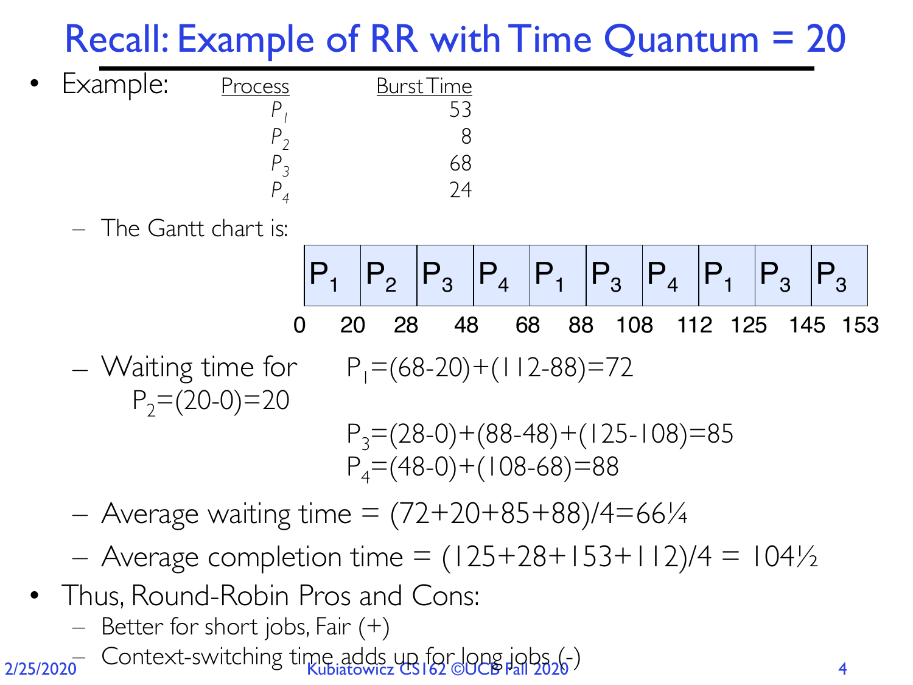# Recall: Example of RR with Time Quantum = 20

- Example:

| Process | Burst Time |
|---|---|
| $P_1$ | 53 |
| $P_2$ | 8 |
| $P_3$ | 68 |
| $P_4$ | 24 |

  - The Gantt chart is:

| $P_1$ | $P_2$ | $P_3$ | $P_4$ | $P_1$ | $P_3$ | $P_4$ | $P_1$ | $P_3$ | $P_3$ |
|---|---|---|---|---|---|---|---|---|---|
| 0–20 | 20–28 | 28–48 | 48–68 | 68–88 | 88–108 | 108–112 | 112–125 | 125–145 | 145–153 |

  - Waiting time for $P_1=(68-20)+(112-88)=72$
    - $P_2=(20-0)=20$
    - $P_3=(28-0)+(88-48)+(125-108)=85$
    - $P_4=(48-0)+(108-68)=88$
  - Average waiting time = $(72+20+85+88)/4=66\frac{1}{4}$
  - Average completion time = $(125+28+153+112)/4 = 104\frac{1}{2}$
- Thus, Round-Robin Pros and Cons:
  - Better for short jobs, Fair (+)
  - Context-switching time adds up for long jobs (-)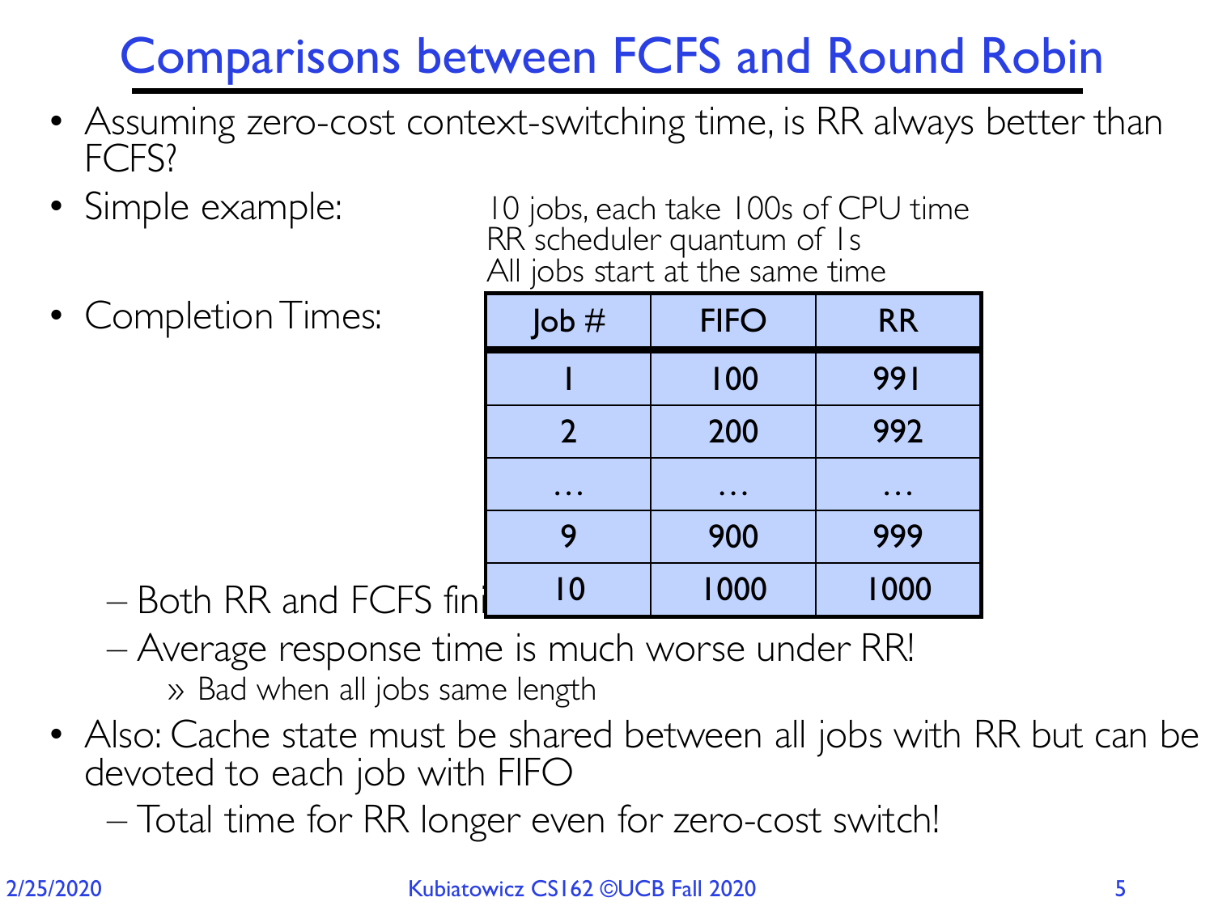# Comparisons between FCFS and Round Robin

- Assuming zero-cost context-switching time, is RR always better than FCFS?
- Simple example:

  10 jobs, each take 100s of CPU time
  RR scheduler quantum of 1s
  All jobs start at the same time

- Completion Times:

| Job # | FIFO | RR |
|---|---|---|
| 1 | 100 | 991 |
| 2 | 200 | 992 |
| … | … | … |
| 9 | 900 | 999 |
| 10 | 1000 | 1000 |

  - Both RR and FCFS fini
  - Average response time is much worse under RR!
    - » Bad when all jobs same length
- Also: Cache state must be shared between all jobs with RR but can be devoted to each job with FIFO
  - Total time for RR longer even for zero-cost switch!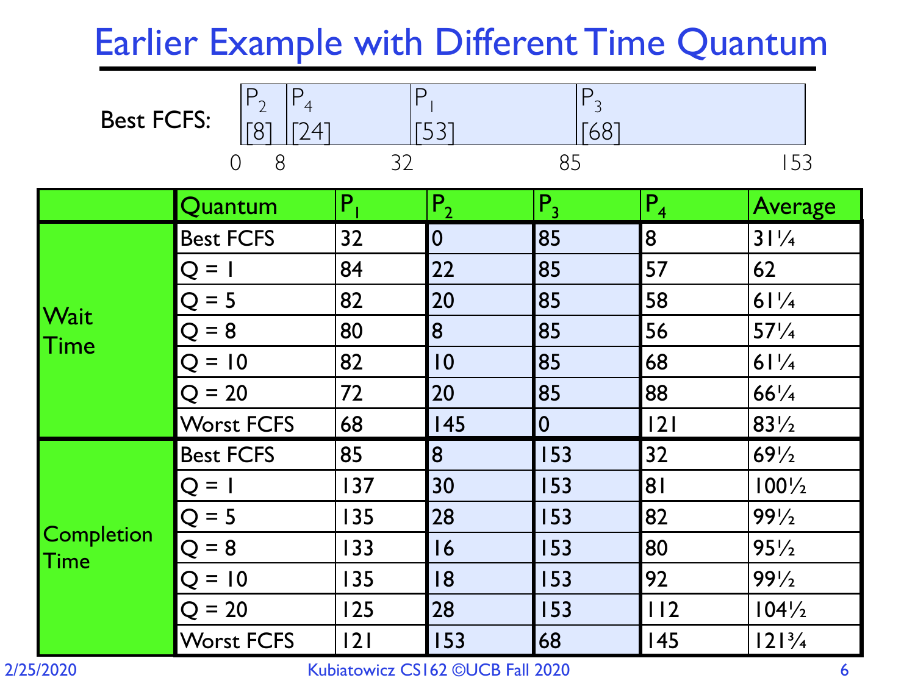# Earlier Example with Different Time Quantum

**Best FCFS:**

| $P_2$ [8] | $P_4$ [24] | $P_1$ [53] | $P_3$ [68] |
|---|---|---|---|
| 0 – 8 | 8 – 32 | 32 – 85 | 85 – 153 |

| | Quantum | $P_1$ | $P_2$ | $P_3$ | $P_4$ | Average |
|---|---|---|---|---|---|---|
| Wait Time | Best FCFS | 32 | 0 | 85 | 8 | 31¼ |
| | Q = 1 | 84 | 22 | 85 | 57 | 62 |
| | Q = 5 | 82 | 20 | 85 | 58 | 61¼ |
| | Q = 8 | 80 | 8 | 85 | 56 | 57¼ |
| | Q = 10 | 82 | 10 | 85 | 68 | 61¼ |
| | Q = 20 | 72 | 20 | 85 | 88 | 66¼ |
| | Worst FCFS | 68 | 145 | 0 | 121 | 83½ |
| Completion Time | Best FCFS | 85 | 8 | 153 | 32 | 69½ |
| | Q = 1 | 137 | 30 | 153 | 81 | 100½ |
| | Q = 5 | 135 | 28 | 153 | 82 | 99½ |
| | Q = 8 | 133 | 16 | 153 | 80 | 95½ |
| | Q = 10 | 135 | 18 | 153 | 92 | 99½ |
| | Q = 20 | 125 | 28 | 153 | 112 | 104½ |
| | Worst FCFS | 121 | 153 | 68 | 145 | 121¾ |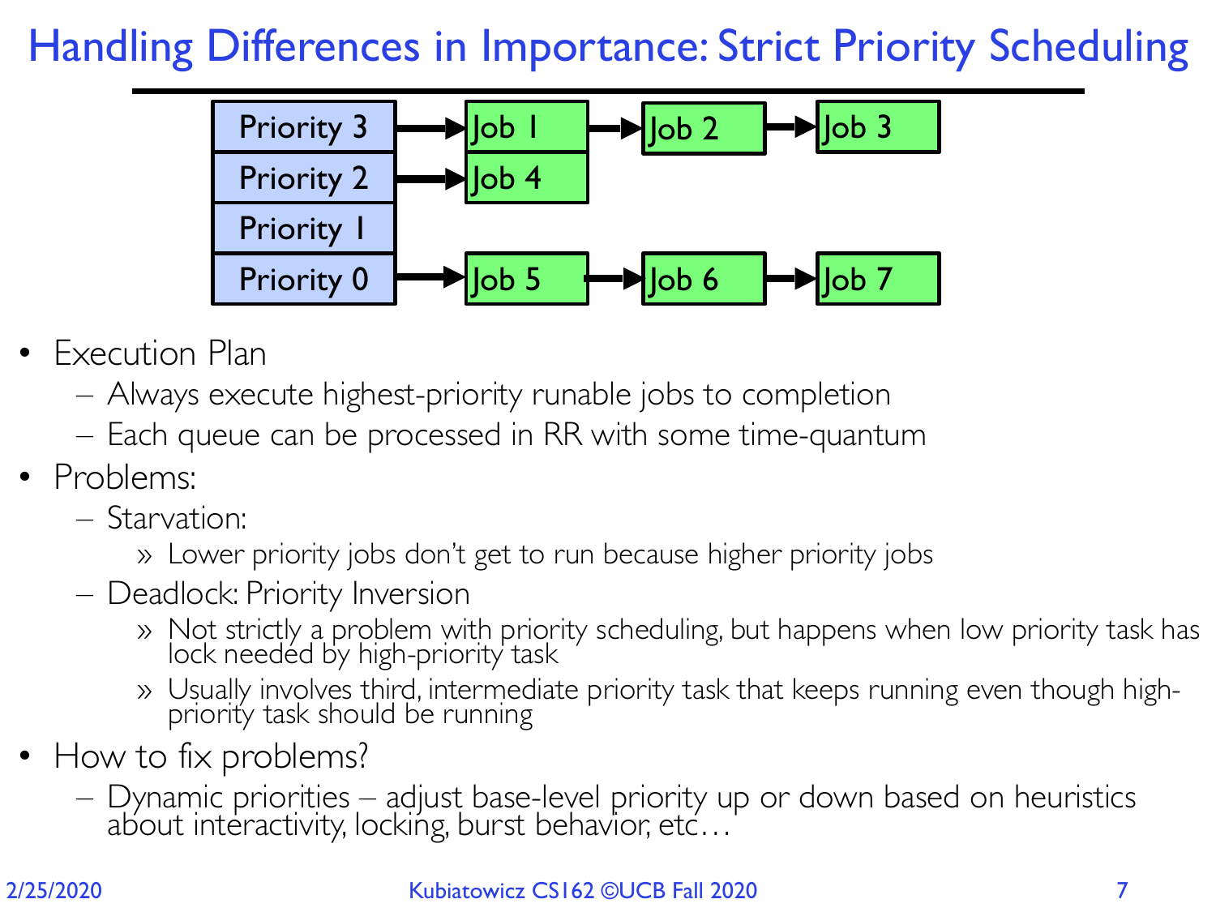# Handling Differences in Importance: Strict Priority Scheduling

| Priority | Jobs |
|---|---|
| Priority 3 | Job 1 → Job 2 → Job 3 |
| Priority 2 | Job 4 |
| Priority 1 | |
| Priority 0 | Job 5 → Job 6 → Job 7 |

- Execution Plan
  - Always execute highest-priority runable jobs to completion
  - Each queue can be processed in RR with some time-quantum
- Problems:
  - Starvation:
    - » Lower priority jobs don't get to run because higher priority jobs
  - Deadlock: Priority Inversion
    - » Not strictly a problem with priority scheduling, but happens when low priority task has lock needed by high-priority task
    - » Usually involves third, intermediate priority task that keeps running even though high-priority task should be running
- How to fix problems?
  - Dynamic priorities – adjust base-level priority up or down based on heuristics about interactivity, locking, burst behavior, etc…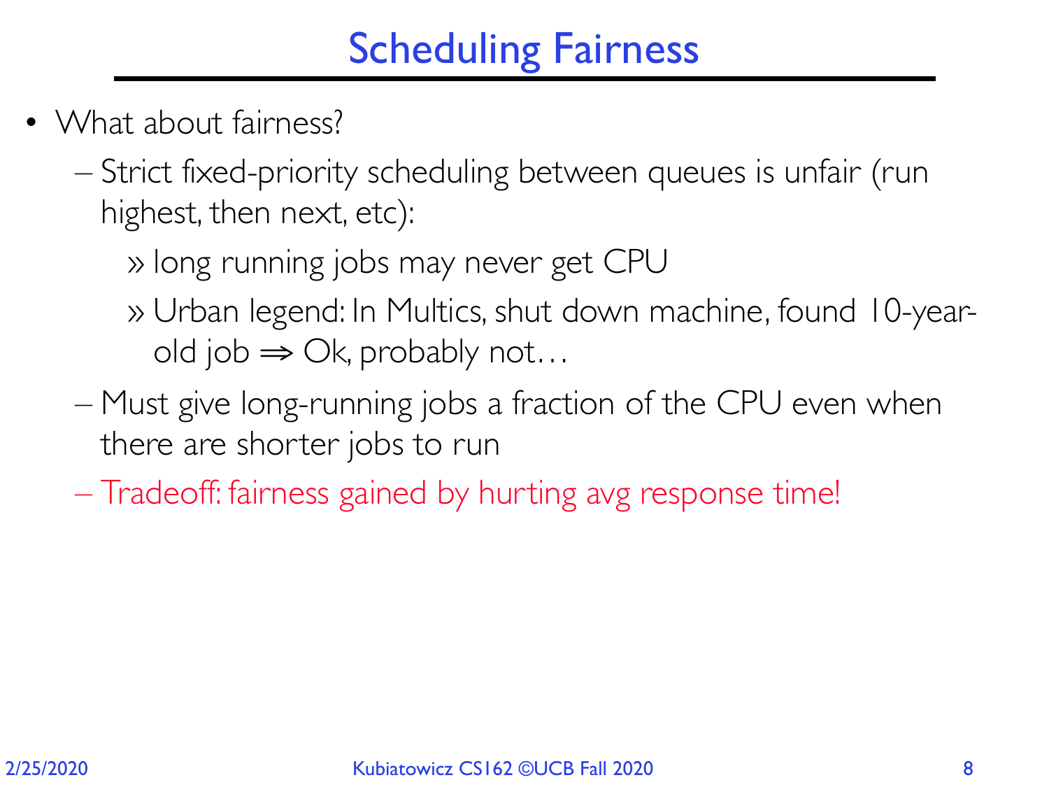# Scheduling Fairness

- What about fairness?
  - Strict fixed-priority scheduling between queues is unfair (run highest, then next, etc):
    - long running jobs may never get CPU
    - Urban legend: In Multics, shut down machine, found 10-year-old job ⇒ Ok, probably not…
  - Must give long-running jobs a fraction of the CPU even when there are shorter jobs to run
  - Tradeoff: fairness gained by hurting avg response time!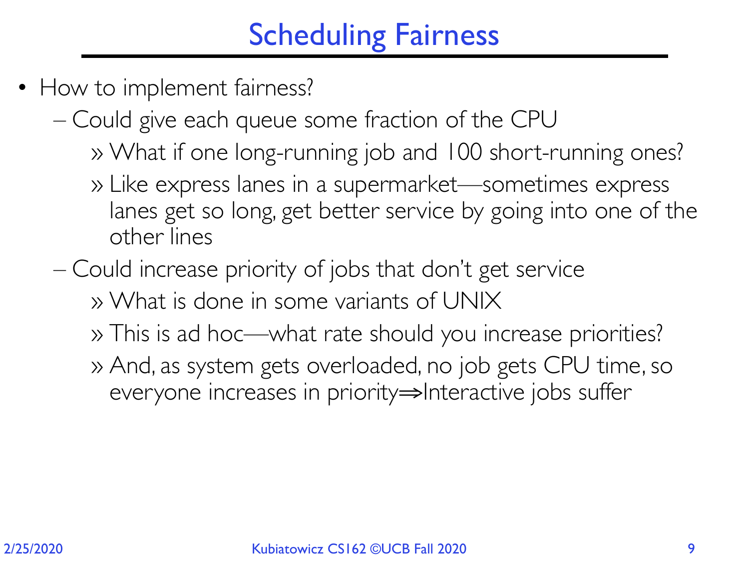# Scheduling Fairness

- How to implement fairness?
  - Could give each queue some fraction of the CPU
    - What if one long-running job and 100 short-running ones?
    - Like express lanes in a supermarket—sometimes express lanes get so long, get better service by going into one of the other lines
  - Could increase priority of jobs that don't get service
    - What is done in some variants of UNIX
    - This is ad hoc—what rate should you increase priorities?
    - And, as system gets overloaded, no job gets CPU time, so everyone increases in priority$\Rightarrow$Interactive jobs suffer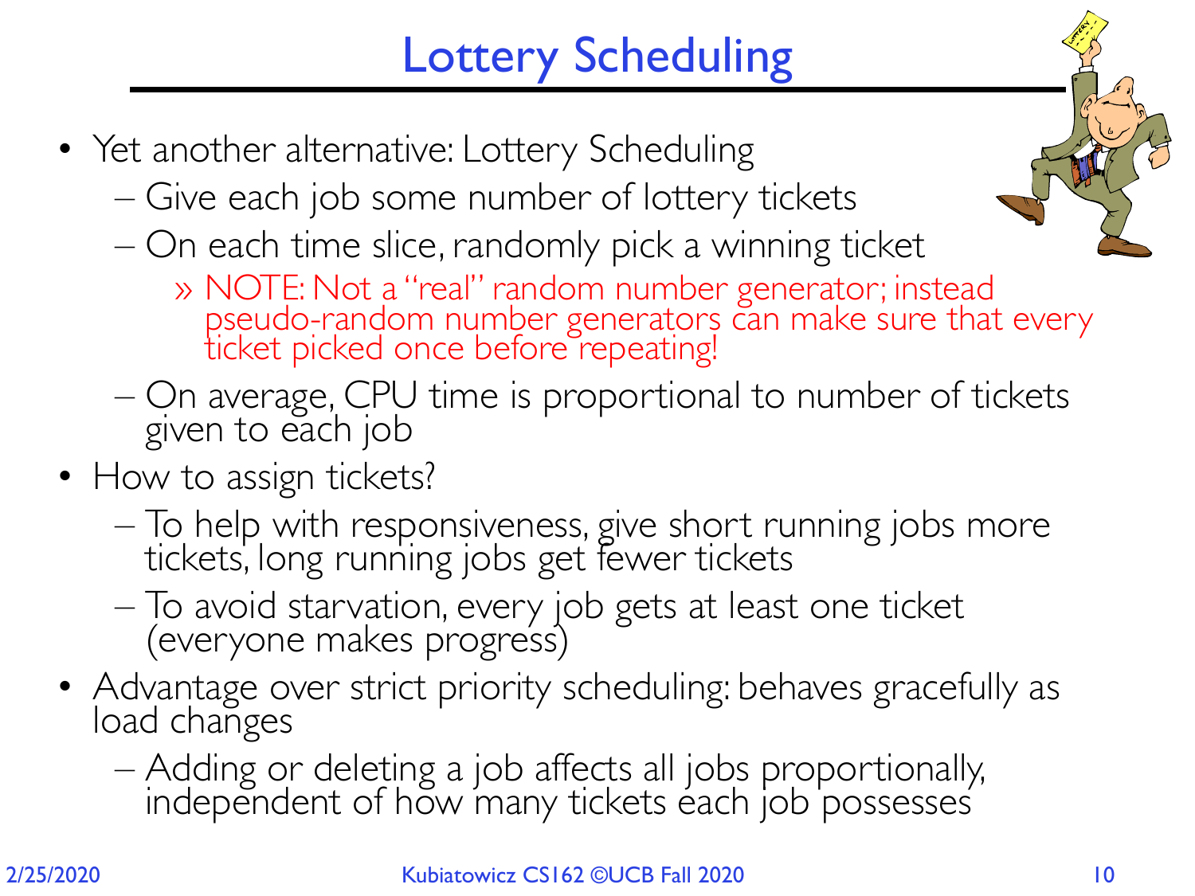# Lottery Scheduling

- Yet another alternative: Lottery Scheduling
  - Give each job some number of lottery tickets
  - On each time slice, randomly pick a winning ticket
    - » NOTE: Not a "real" random number generator; instead pseudo-random number generators can make sure that every ticket picked once before repeating!
  - On average, CPU time is proportional to number of tickets given to each job
- How to assign tickets?
  - To help with responsiveness, give short running jobs more tickets, long running jobs get fewer tickets
  - To avoid starvation, every job gets at least one ticket (everyone makes progress)
- Advantage over strict priority scheduling: behaves gracefully as load changes
  - Adding or deleting a job affects all jobs proportionally, independent of how many tickets each job possesses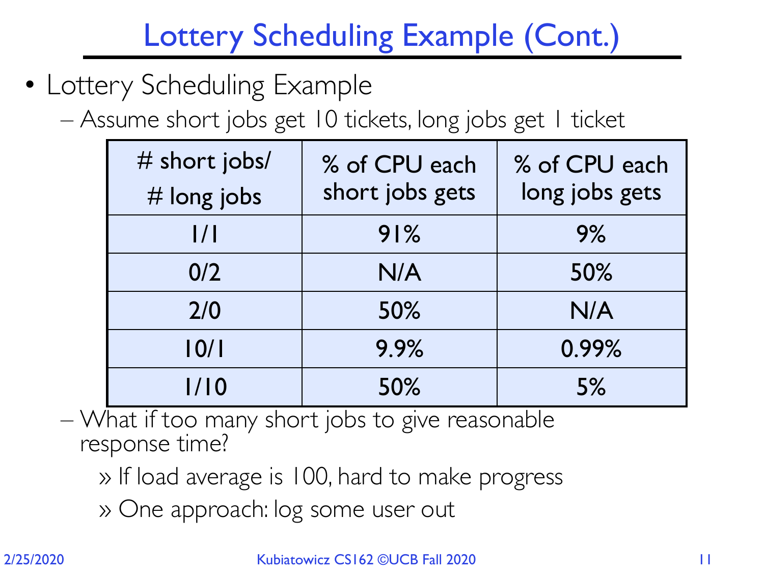# Lottery Scheduling Example (Cont.)

- Lottery Scheduling Example
  - Assume short jobs get 10 tickets, long jobs get 1 ticket

| # short jobs/ # long jobs | % of CPU each short jobs gets | % of CPU each long jobs gets |
|---|---|---|
| 1/1 | 91% | 9% |
| 0/2 | N/A | 50% |
| 2/0 | 50% | N/A |
| 10/1 | 9.9% | 0.99% |
| 1/10 | 50% | 5% |

  - What if too many short jobs to give reasonable response time?
    - » If load average is 100, hard to make progress
    - » One approach: log some user out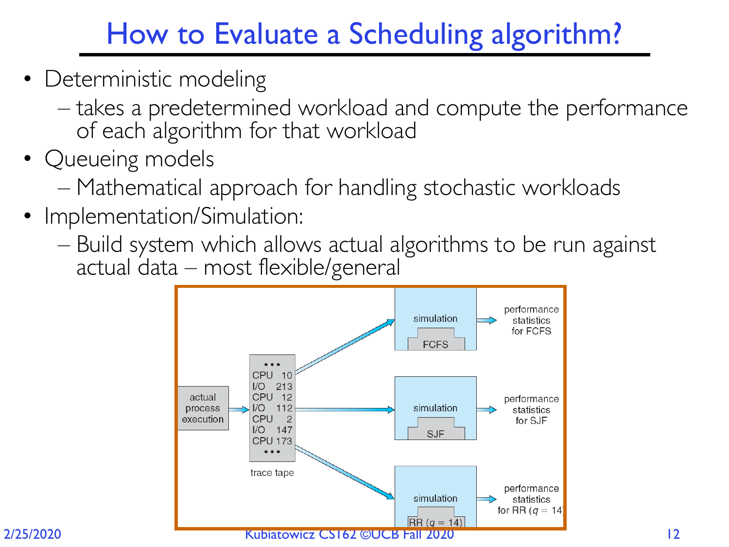# How to Evaluate a Scheduling algorithm?

- Deterministic modeling
  - takes a predetermined workload and compute the performance of each algorithm for that workload
- Queueing models
  - Mathematical approach for handling stochastic workloads
- Implementation/Simulation:
  - Build system which allows actual algorithms to be run against actual data – most flexible/general

actual process execution → trace tape:

```
•••
CPU  10
I/O  213
CPU  12
I/O  112
CPU   2
I/O  147
CPU 173
•••
```

- simulation (FCFS) → performance statistics for FCFS
- simulation (SJF) → performance statistics for SJF
- simulation (RR ($q$ = 14)) → performance statistics for RR ($q$ = 14)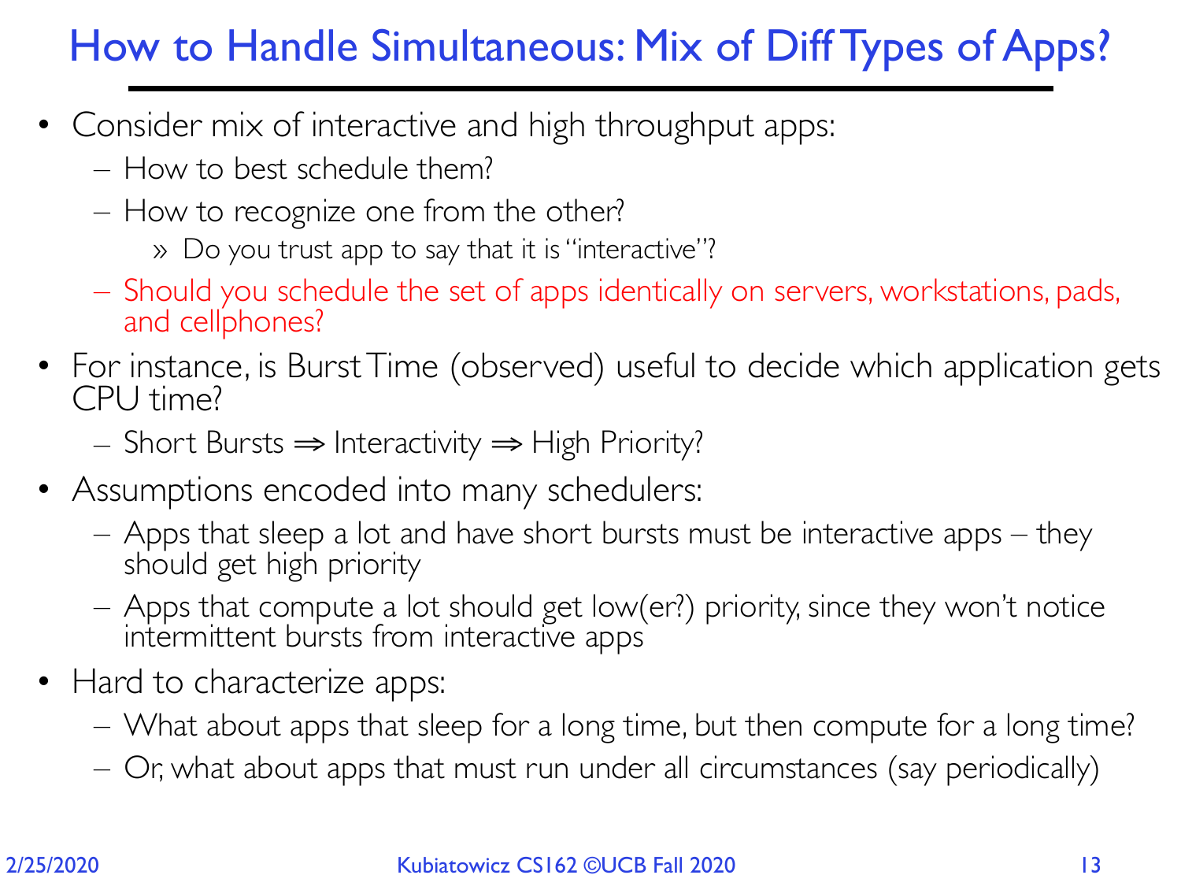# How to Handle Simultaneous: Mix of Diff Types of Apps?

- Consider mix of interactive and high throughput apps:
  - How to best schedule them?
  - How to recognize one from the other?
    - Do you trust app to say that it is "interactive"?
  - Should you schedule the set of apps identically on servers, workstations, pads, and cellphones?
- For instance, is Burst Time (observed) useful to decide which application gets CPU time?
  - Short Bursts ⇒ Interactivity ⇒ High Priority?
- Assumptions encoded into many schedulers:
  - Apps that sleep a lot and have short bursts must be interactive apps – they should get high priority
  - Apps that compute a lot should get low(er?) priority, since they won't notice intermittent bursts from interactive apps
- Hard to characterize apps:
  - What about apps that sleep for a long time, but then compute for a long time?
  - Or, what about apps that must run under all circumstances (say periodically)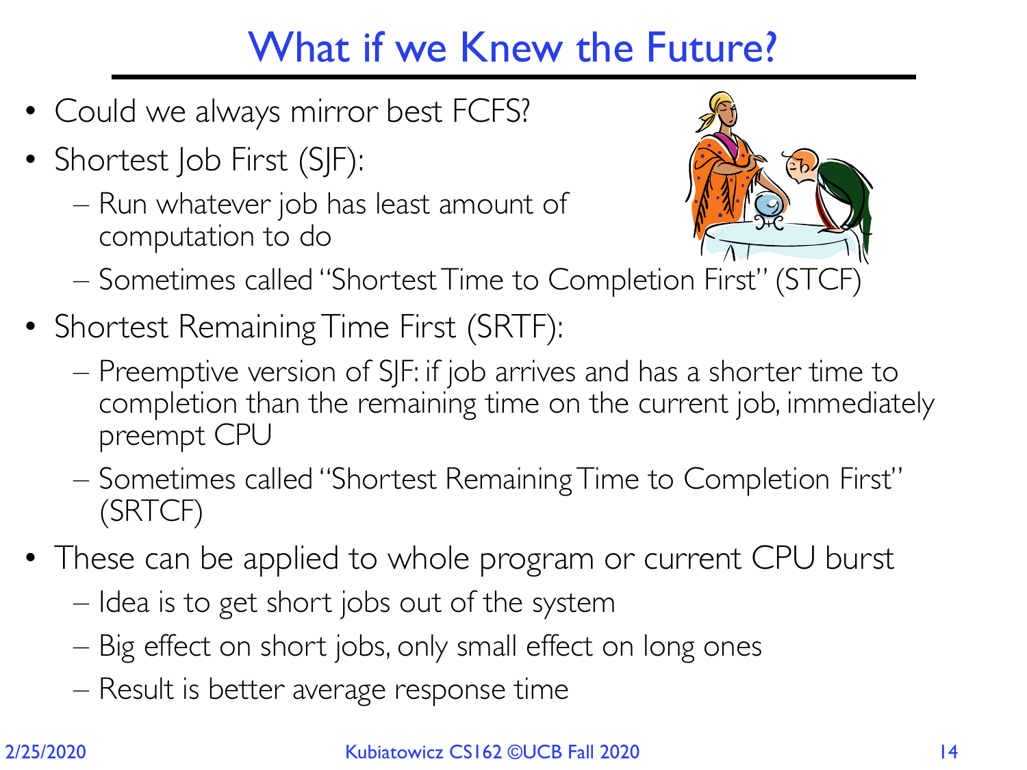# What if we Knew the Future?

- Could we always mirror best FCFS?
- Shortest Job First (SJF):
  - Run whatever job has least amount of computation to do
  - Sometimes called "Shortest Time to Completion First" (STCF)
- Shortest Remaining Time First (SRTF):
  - Preemptive version of SJF: if job arrives and has a shorter time to completion than the remaining time on the current job, immediately preempt CPU
  - Sometimes called "Shortest Remaining Time to Completion First" (SRTCF)
- These can be applied to whole program or current CPU burst
  - Idea is to get short jobs out of the system
  - Big effect on short jobs, only small effect on long ones
  - Result is better average response time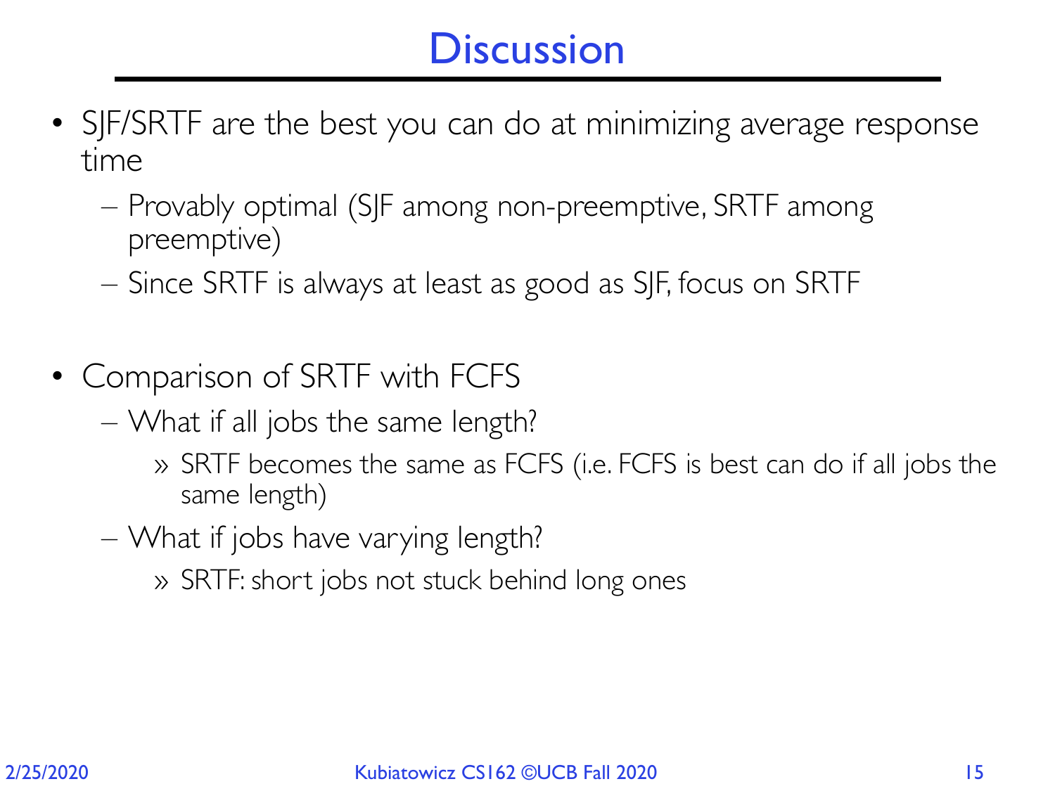# Discussion

- SJF/SRTF are the best you can do at minimizing average response time
  - Provably optimal (SJF among non-preemptive, SRTF among preemptive)
  - Since SRTF is always at least as good as SJF, focus on SRTF

- Comparison of SRTF with FCFS
  - What if all jobs the same length?
    - » SRTF becomes the same as FCFS (i.e. FCFS is best can do if all jobs the same length)
  - What if jobs have varying length?
    - » SRTF: short jobs not stuck behind long ones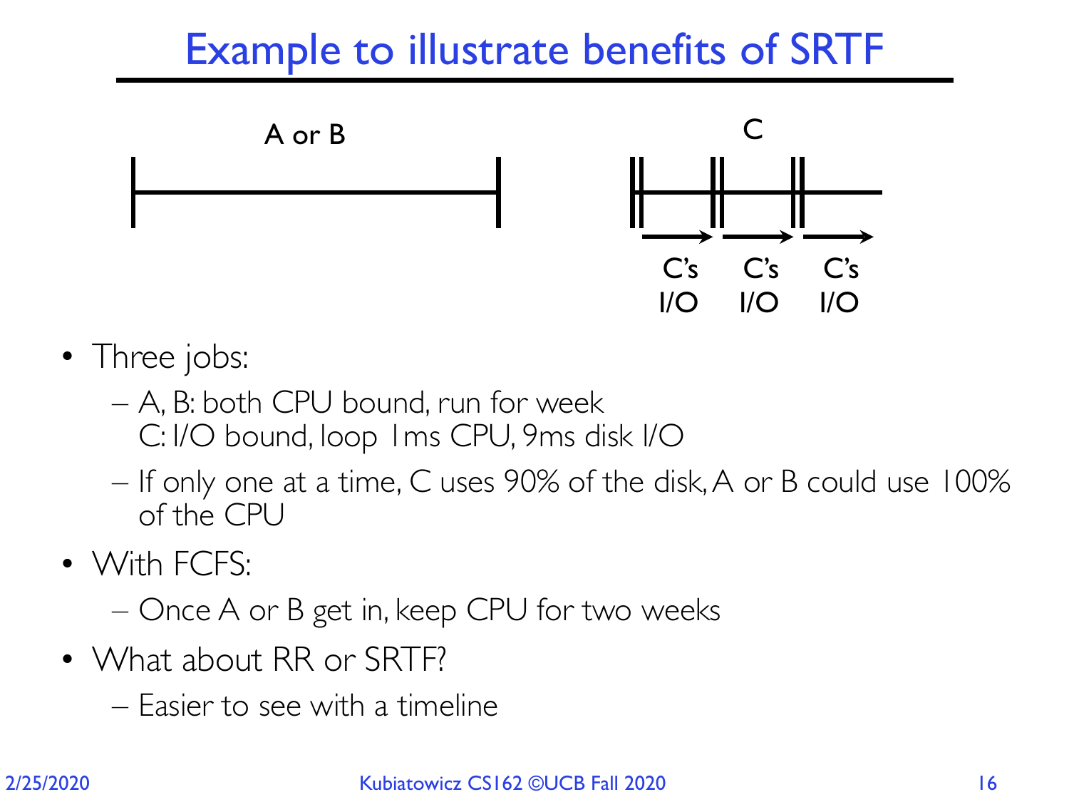# Example to illustrate benefits of SRTF

A or B

C

C's I/O C's I/O C's I/O

- Three jobs:
  - A, B: both CPU bound, run for week
    C: I/O bound, loop 1ms CPU, 9ms disk I/O
  - If only one at a time, C uses 90% of the disk, A or B could use 100% of the CPU
- With FCFS:
  - Once A or B get in, keep CPU for two weeks
- What about RR or SRTF?
  - Easier to see with a timeline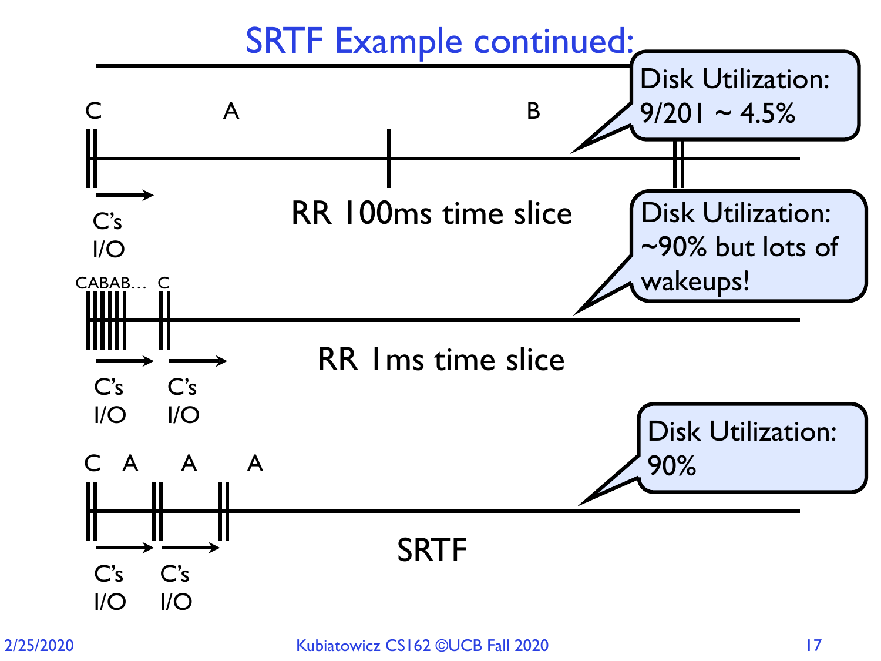# SRTF Example continued:

C A B

C's I/O

RR 100ms time slice

Disk Utilization: 9/201 ~ 4.5%

CABAB… C

C's I/O C's I/O

RR 1ms time slice

Disk Utilization: ~90% but lots of wakeups!

C A A A

C's I/O C's I/O

SRTF

Disk Utilization: 90%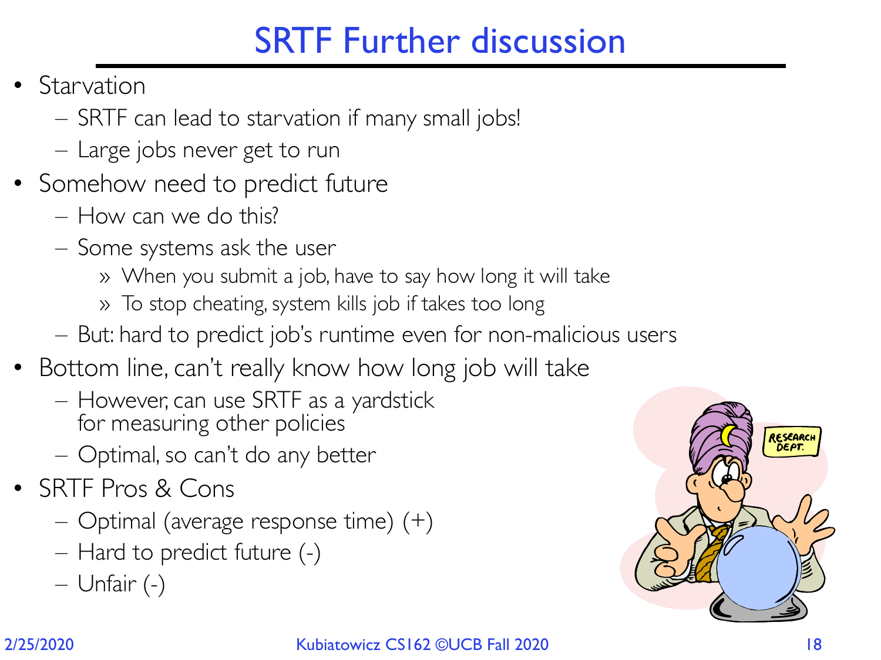# SRTF Further discussion

- Starvation
  - SRTF can lead to starvation if many small jobs!
  - Large jobs never get to run
- Somehow need to predict future
  - How can we do this?
  - Some systems ask the user
    - When you submit a job, have to say how long it will take
    - To stop cheating, system kills job if takes too long
  - But: hard to predict job's runtime even for non-malicious users
- Bottom line, can't really know how long job will take
  - However, can use SRTF as a yardstick for measuring other policies
  - Optimal, so can't do any better
- SRTF Pros & Cons
  - Optimal (average response time) (+)
  - Hard to predict future (-)
  - Unfair (-)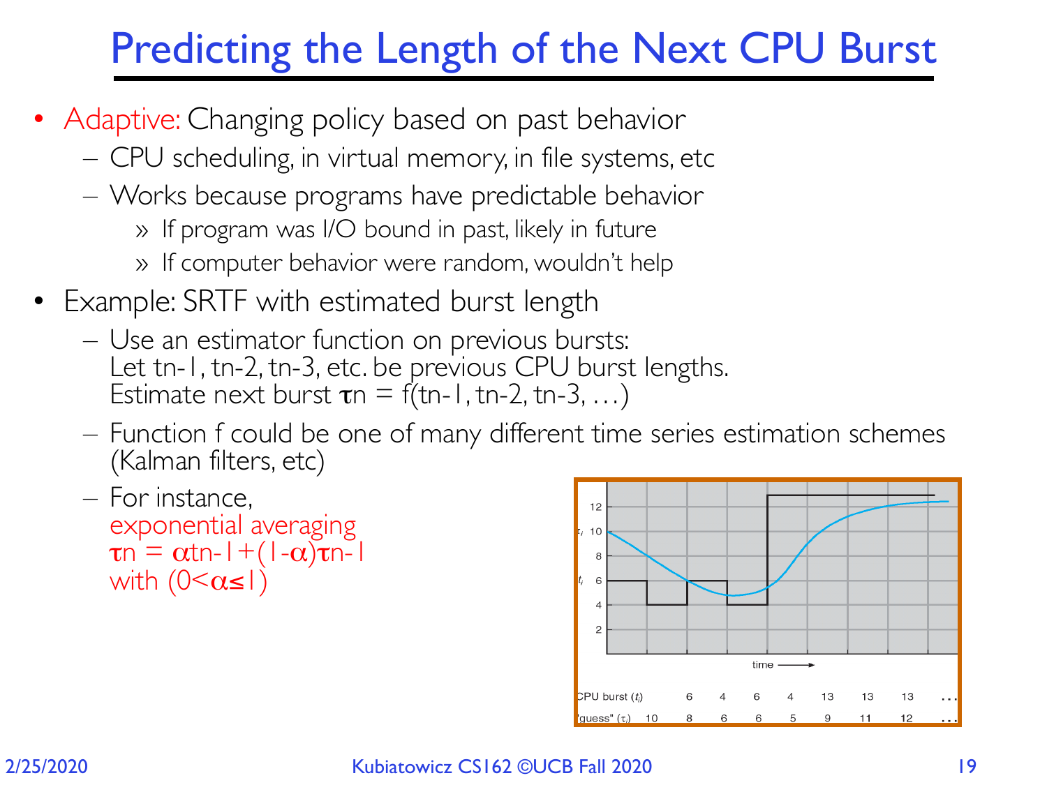# Predicting the Length of the Next CPU Burst

- Adaptive: Changing policy based on past behavior
  - CPU scheduling, in virtual memory, in file systems, etc
  - Works because programs have predictable behavior
    - If program was I/O bound in past, likely in future
    - If computer behavior were random, wouldn't help
- Example: SRTF with estimated burst length
  - Use an estimator function on previous bursts: Let $t_{n-1}$, $t_{n-2}$, $t_{n-3}$, etc. be previous CPU burst lengths. Estimate next burst $\tau_n = f(t_{n-1}, t_{n-2}, t_{n-3}, \ldots)$
  - Function f could be one of many different time series estimation schemes (Kalman filters, etc)
  - For instance, exponential averaging $\tau_n = \alpha t_{n-1} + (1-\alpha)\tau_{n-1}$ with $(0 < \alpha \leq 1)$

| CPU burst ($t_i$) | | 6 | 4 | 6 | 4 | 13 | 13 | 13 | … |
|---|---|---|---|---|---|---|---|---|---|
| "guess" ($\tau_i$) | 10 | 8 | 6 | 6 | 5 | 9 | 11 | 12 | … |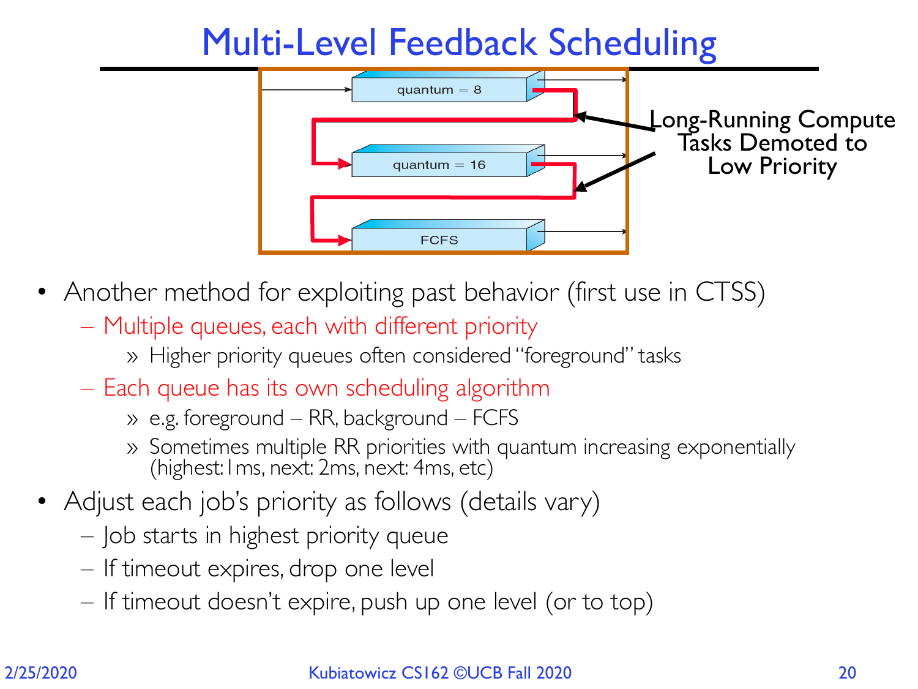# Multi-Level Feedback Scheduling

quantum = 8

quantum = 16

FCFS

Long-Running Compute Tasks Demoted to Low Priority

- Another method for exploiting past behavior (first use in CTSS)
  - Multiple queues, each with different priority
    - » Higher priority queues often considered "foreground" tasks
  - Each queue has its own scheduling algorithm
    - » e.g. foreground – RR, background – FCFS
    - » Sometimes multiple RR priorities with quantum increasing exponentially (highest: 1ms, next: 2ms, next: 4ms, etc)
- Adjust each job's priority as follows (details vary)
  - Job starts in highest priority queue
  - If timeout expires, drop one level
  - If timeout doesn't expire, push up one level (or to top)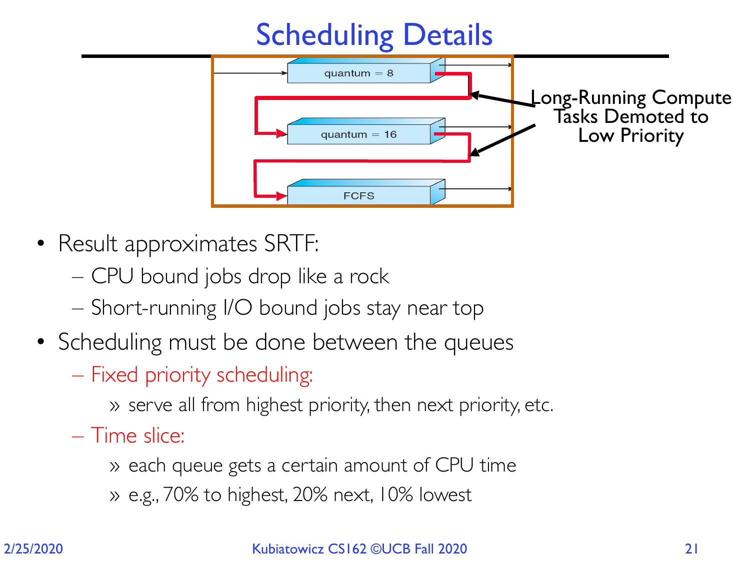# Scheduling Details

quantum = 8

quantum = 16

FCFS

Long-Running Compute Tasks Demoted to Low Priority

- Result approximates SRTF:
  - CPU bound jobs drop like a rock
  - Short-running I/O bound jobs stay near top
- Scheduling must be done between the queues
  - Fixed priority scheduling:
    - serve all from highest priority, then next priority, etc.
  - Time slice:
    - each queue gets a certain amount of CPU time
    - e.g., 70% to highest, 20% next, 10% lowest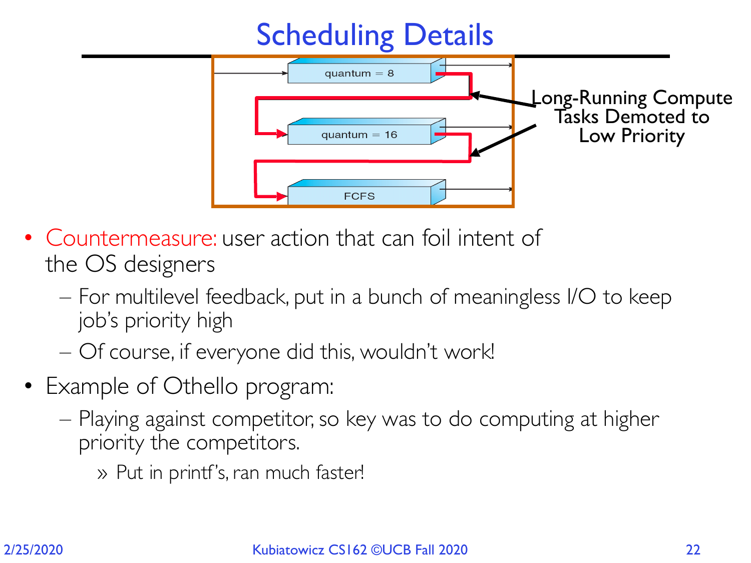# Scheduling Details

quantum = 8

quantum = 16

FCFS

Long-Running Compute Tasks Demoted to Low Priority

- Countermeasure: user action that can foil intent of the OS designers
  - For multilevel feedback, put in a bunch of meaningless I/O to keep job's priority high
  - Of course, if everyone did this, wouldn't work!
- Example of Othello program:
  - Playing against competitor, so key was to do computing at higher priority the competitors.
    - » Put in printf's, ran much faster!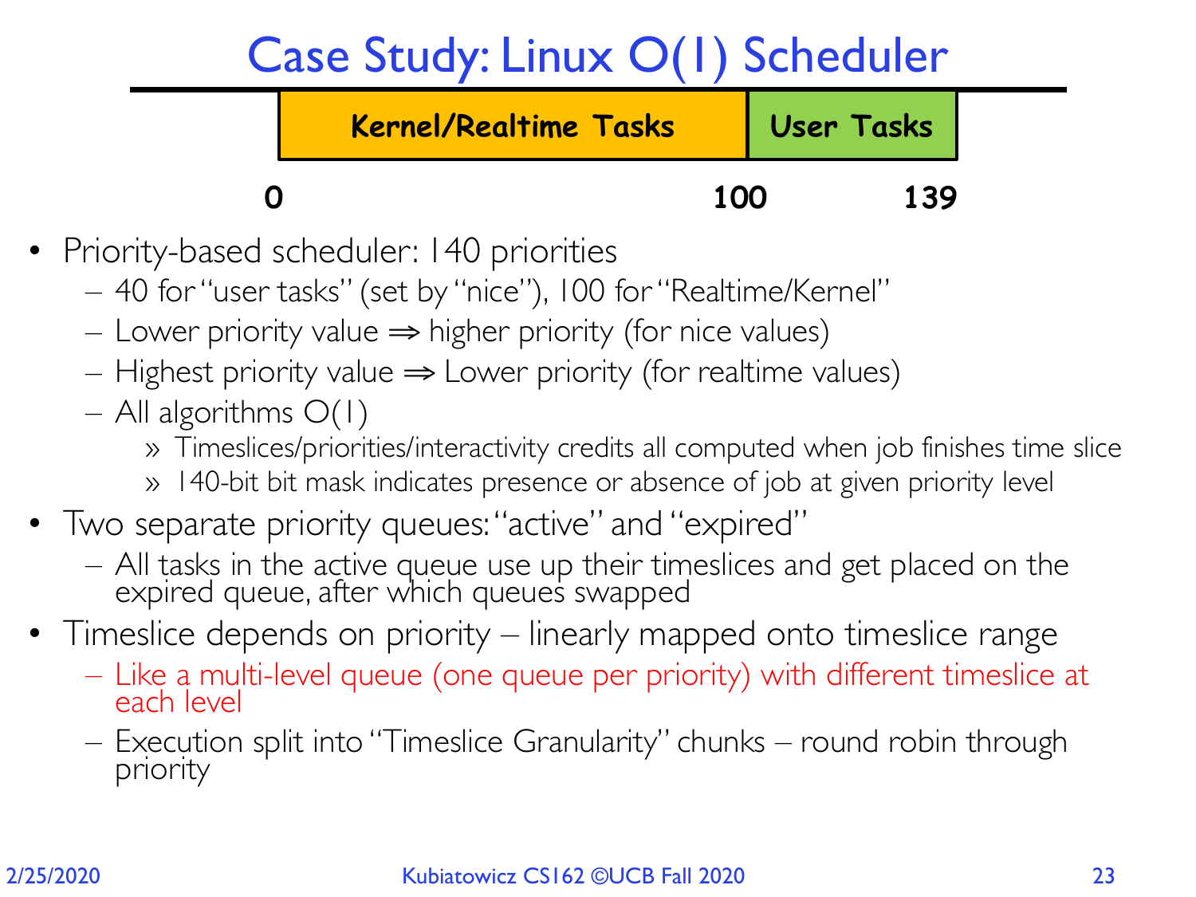# Case Study: Linux O(1) Scheduler

| Kernel/Realtime Tasks | User Tasks |
|---|---|
| 0 — 100 | 100 — 139 |

- Priority-based scheduler: 140 priorities
  - 40 for "user tasks" (set by "nice"), 100 for "Realtime/Kernel"
  - Lower priority value ⇒ higher priority (for nice values)
  - Highest priority value ⇒ Lower priority (for realtime values)
  - All algorithms O(1)
    - » Timeslices/priorities/interactivity credits all computed when job finishes time slice
    - » 140-bit bit mask indicates presence or absence of job at given priority level
- Two separate priority queues: "active" and "expired"
  - All tasks in the active queue use up their timeslices and get placed on the expired queue, after which queues swapped
- Timeslice depends on priority – linearly mapped onto timeslice range
  - Like a multi-level queue (one queue per priority) with different timeslice at each level
  - Execution split into "Timeslice Granularity" chunks – round robin through priority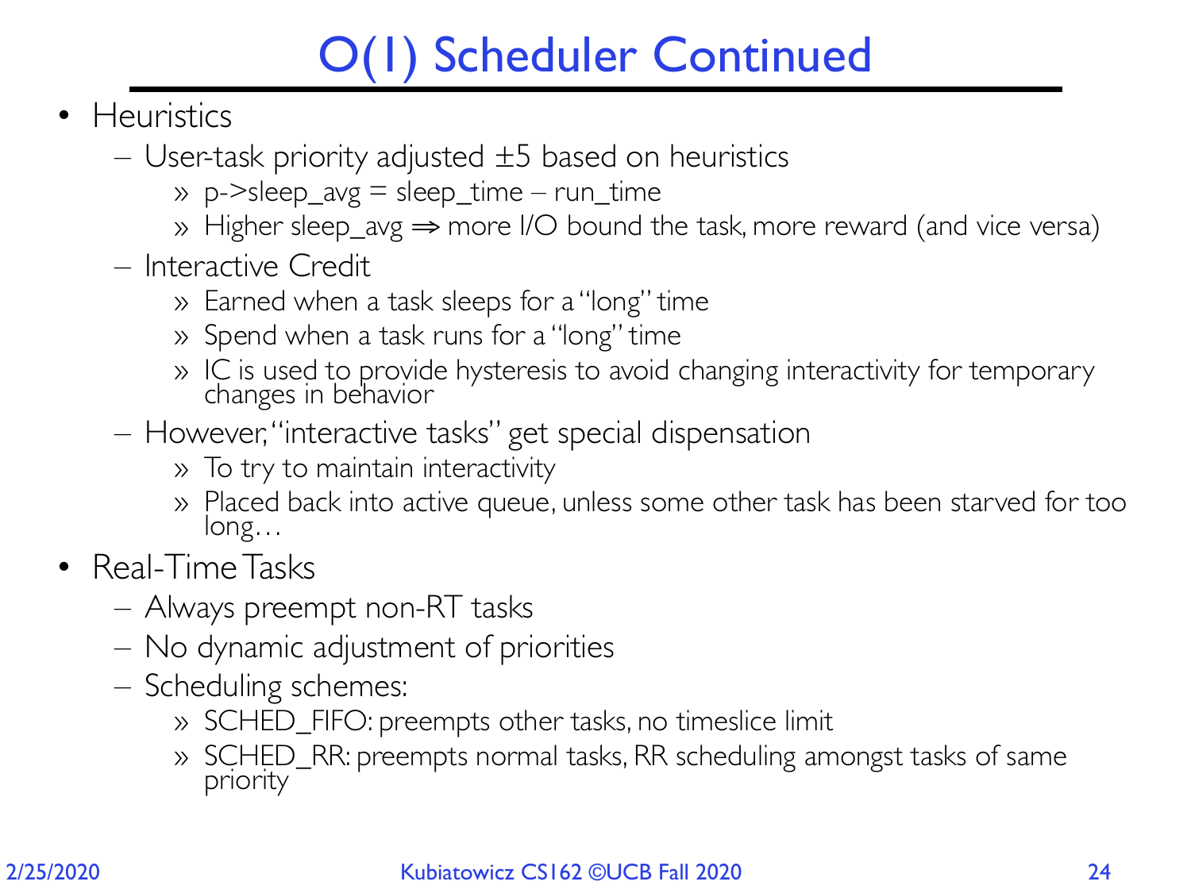# O(1) Scheduler Continued

- Heuristics
  - User-task priority adjusted ±5 based on heuristics
    - p->sleep_avg = sleep_time – run_time
    - Higher sleep_avg ⇒ more I/O bound the task, more reward (and vice versa)
  - Interactive Credit
    - Earned when a task sleeps for a "long" time
    - Spend when a task runs for a "long" time
    - IC is used to provide hysteresis to avoid changing interactivity for temporary changes in behavior
  - However, "interactive tasks" get special dispensation
    - To try to maintain interactivity
    - Placed back into active queue, unless some other task has been starved for too long…
- Real-Time Tasks
  - Always preempt non-RT tasks
  - No dynamic adjustment of priorities
  - Scheduling schemes:
    - SCHED_FIFO: preempts other tasks, no timeslice limit
    - SCHED_RR: preempts normal tasks, RR scheduling amongst tasks of same priority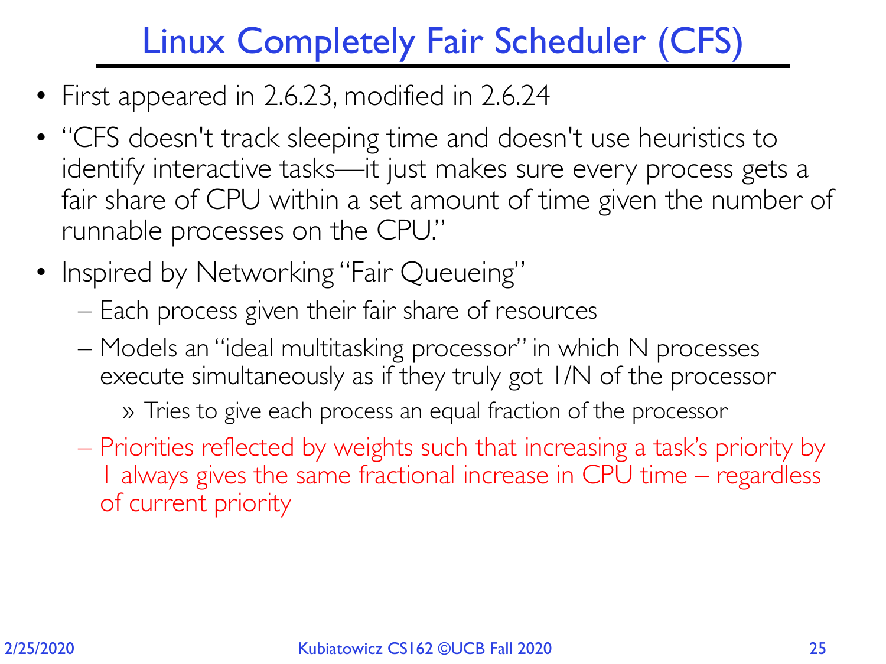# Linux Completely Fair Scheduler (CFS)

- First appeared in 2.6.23, modified in 2.6.24
- "CFS doesn't track sleeping time and doesn't use heuristics to identify interactive tasks—it just makes sure every process gets a fair share of CPU within a set amount of time given the number of runnable processes on the CPU."
- Inspired by Networking "Fair Queueing"
  - Each process given their fair share of resources
  - Models an "ideal multitasking processor" in which N processes execute simultaneously as if they truly got 1/N of the processor
    - Tries to give each process an equal fraction of the processor
  - Priorities reflected by weights such that increasing a task's priority by 1 always gives the same fractional increase in CPU time – regardless of current priority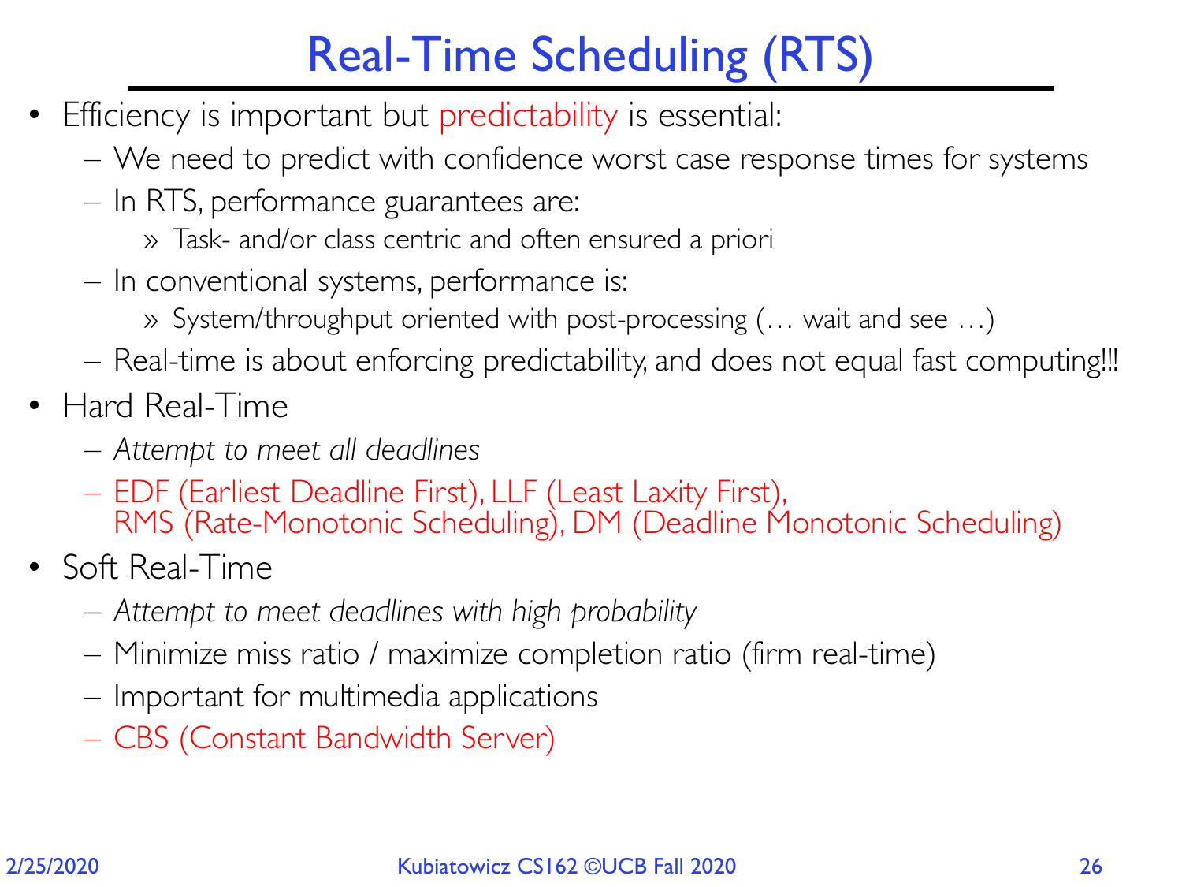# Real-Time Scheduling (RTS)

- Efficiency is important but predictability is essential:
  - We need to predict with confidence worst case response times for systems
  - In RTS, performance guarantees are:
    - Task- and/or class centric and often ensured a priori
  - In conventional systems, performance is:
    - System/throughput oriented with post-processing (… wait and see …)
  - Real-time is about enforcing predictability, and does not equal fast computing!!!
- Hard Real-Time
  - *Attempt to meet all deadlines*
  - EDF (Earliest Deadline First), LLF (Least Laxity First), RMS (Rate-Monotonic Scheduling), DM (Deadline Monotonic Scheduling)
- Soft Real-Time
  - *Attempt to meet deadlines with high probability*
  - Minimize miss ratio / maximize completion ratio (firm real-time)
  - Important for multimedia applications
  - CBS (Constant Bandwidth Server)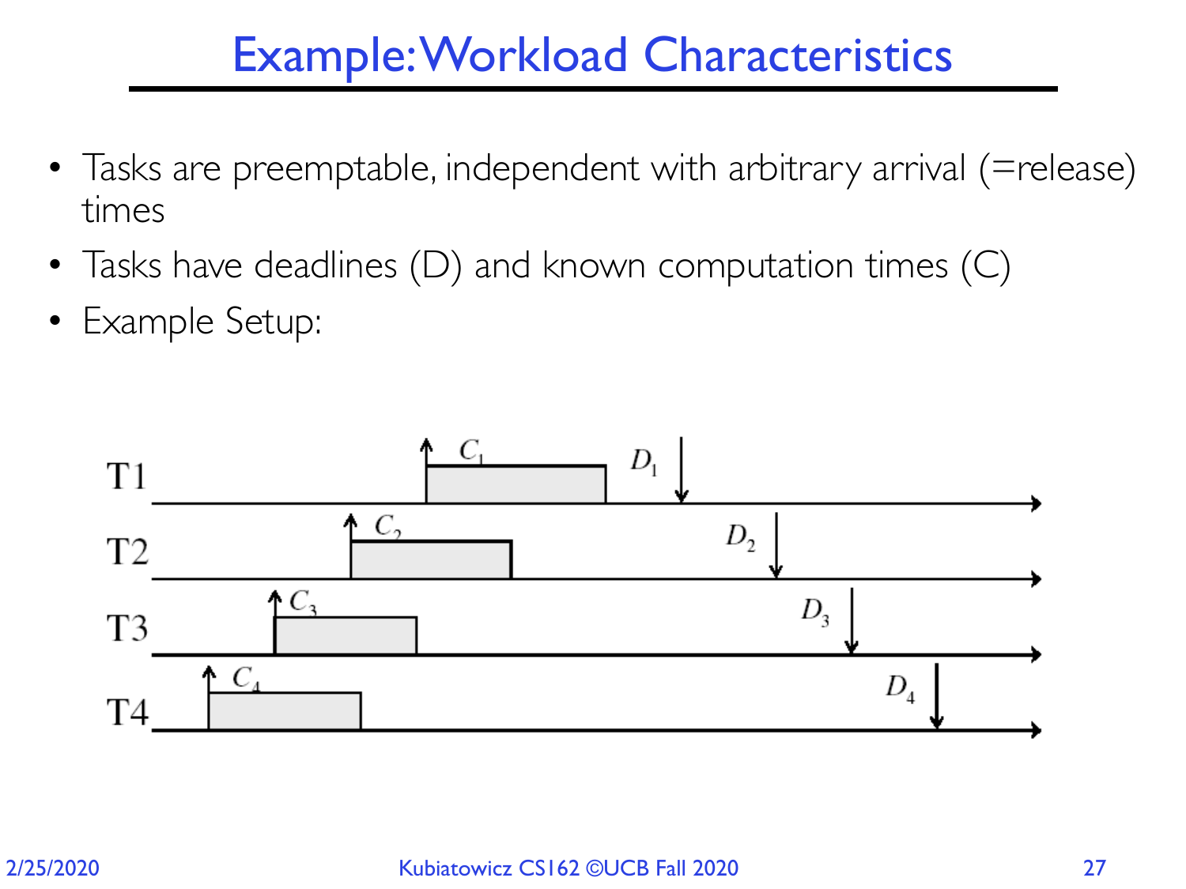# Example: Workload Characteristics

- Tasks are preemptable, independent with arbitrary arrival (=release) times
- Tasks have deadlines (D) and known computation times (C)
- Example Setup:

T1 $C_1$ $D_1$

T2 $C_2$ $D_2$

T3 $C_3$ $D_3$

T4 $C_4$ $D_4$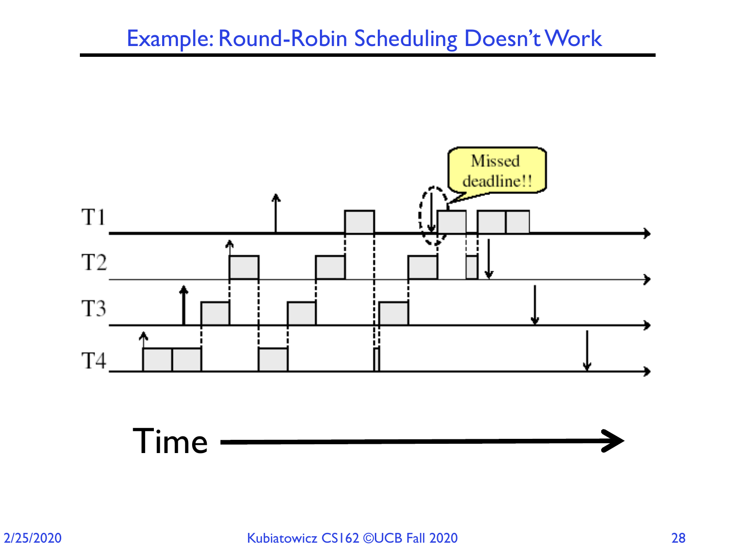# Example: Round-Robin Scheduling Doesn't Work

T1

T2

T3

T4

Missed deadline!!

Time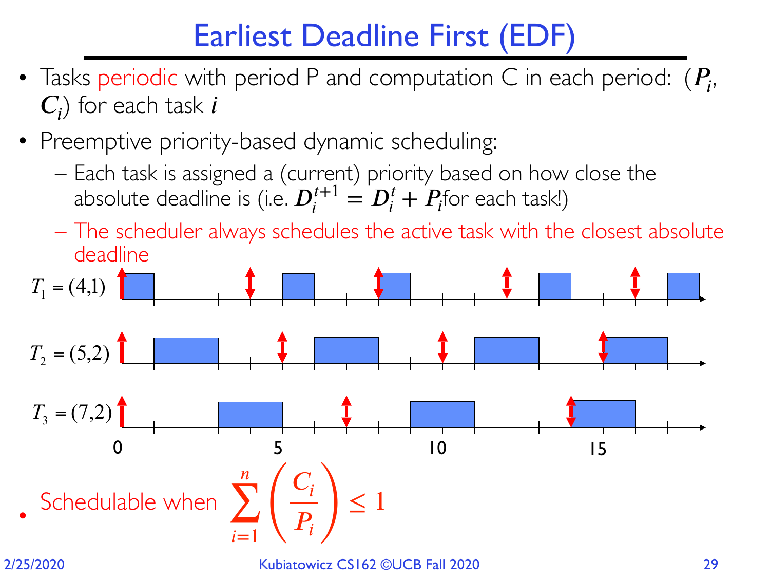# Earliest Deadline First (EDF)

- Tasks periodic with period P and computation C in each period: ($P_i$, $C_i$) for each task $i$
- Preemptive priority-based dynamic scheduling:
  - Each task is assigned a (current) priority based on how close the absolute deadline is (i.e. $D_i^{t+1} = D_i^t + P_i$ for each task!)
  - The scheduler always schedules the active task with the closest absolute deadline

$T_1 = (4,1)$

$T_2 = (5,2)$

$T_3 = (7,2)$

0 5 10 15

- Schedulable when $\sum_{i=1}^{n} \left( \frac{C_i}{P_i} \right) \leq 1$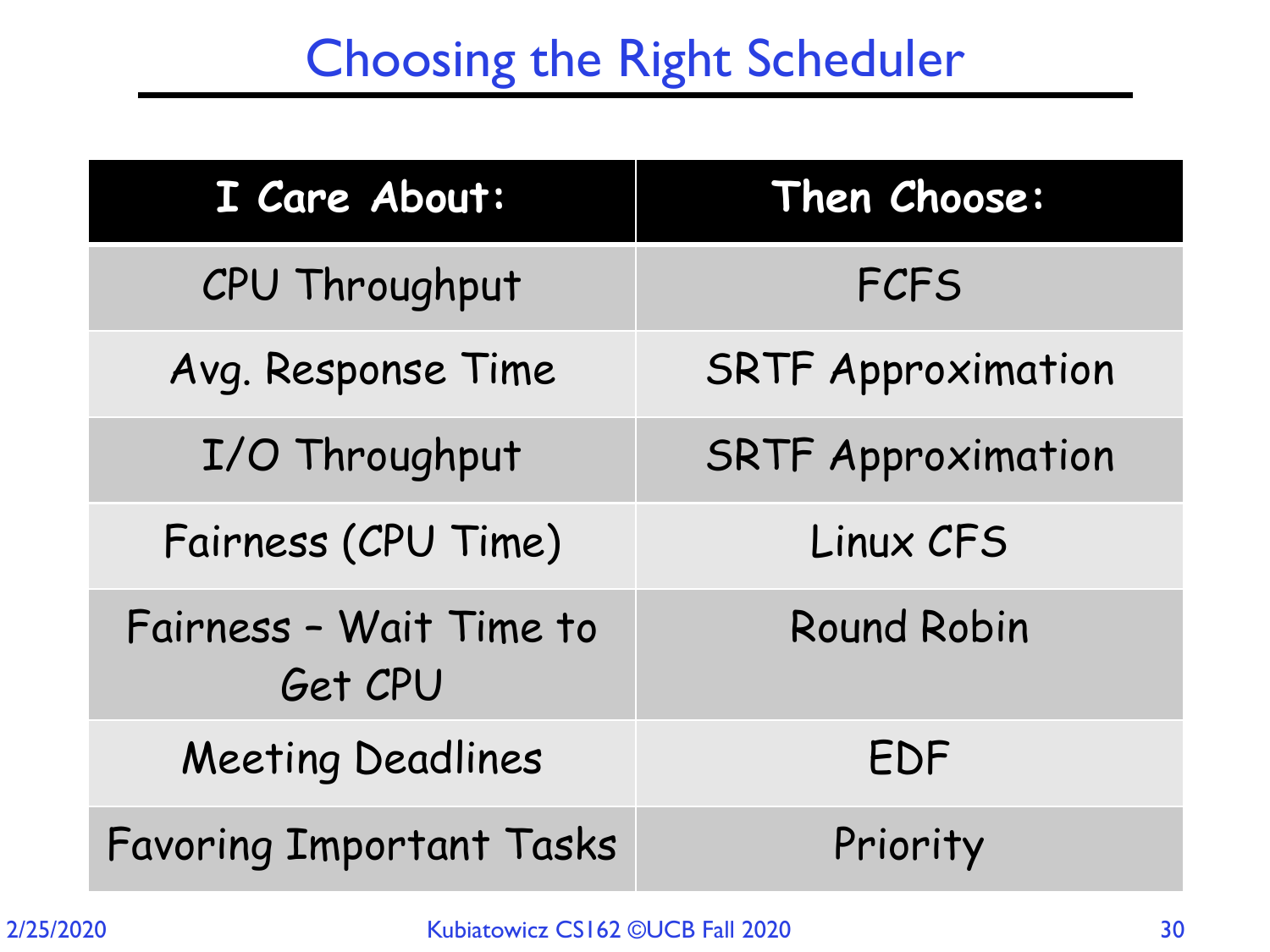# Choosing the Right Scheduler

| I Care About: | Then Choose: |
|---|---|
| CPU Throughput | FCFS |
| Avg. Response Time | SRTF Approximation |
| I/O Throughput | SRTF Approximation |
| Fairness (CPU Time) | Linux CFS |
| Fairness – Wait Time to Get CPU | Round Robin |
| Meeting Deadlines | EDF |
| Favoring Important Tasks | Priority |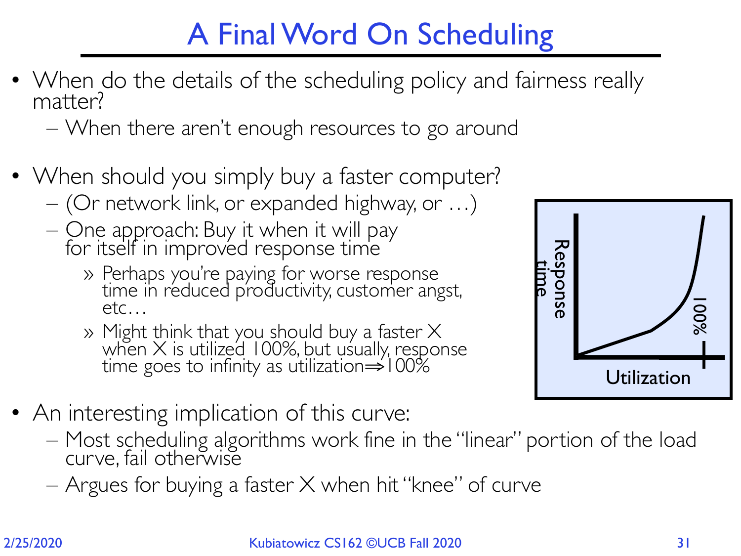# A Final Word On Scheduling

- When do the details of the scheduling policy and fairness really matter?
  - When there aren't enough resources to go around
- When should you simply buy a faster computer?
  - (Or network link, or expanded highway, or …)
  - One approach: Buy it when it will pay for itself in improved response time
    - » Perhaps you're paying for worse response time in reduced productivity, customer angst, etc…
    - » Might think that you should buy a faster X when X is utilized 100%, but usually, response time goes to infinity as utilization⇒100%
- An interesting implication of this curve:
  - Most scheduling algorithms work fine in the "linear" portion of the load curve, fail otherwise
  - Argues for buying a faster X when hit "knee" of curve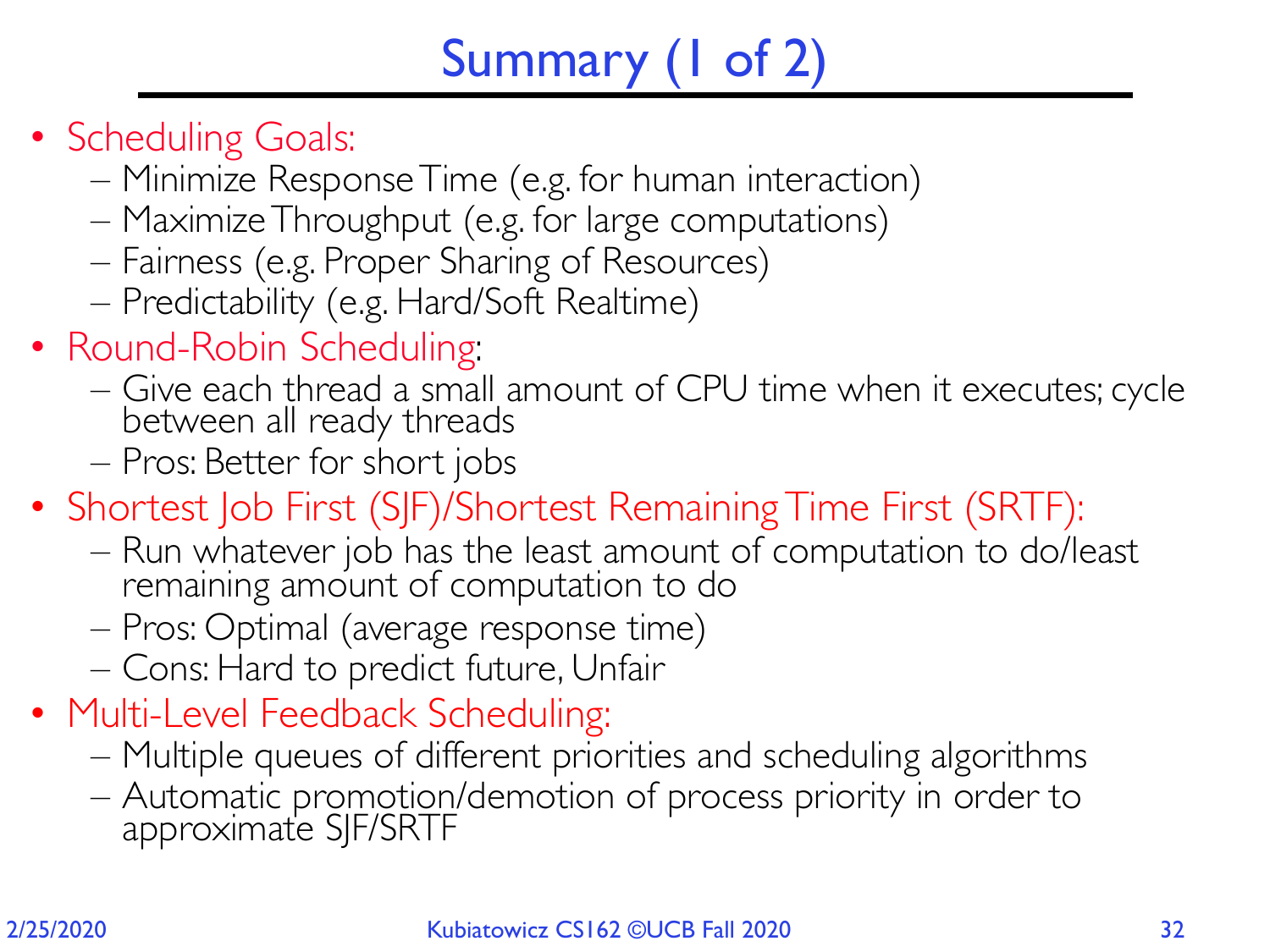# Summary (1 of 2)

- Scheduling Goals:
  - Minimize Response Time (e.g. for human interaction)
  - Maximize Throughput (e.g. for large computations)
  - Fairness (e.g. Proper Sharing of Resources)
  - Predictability (e.g. Hard/Soft Realtime)
- Round-Robin Scheduling:
  - Give each thread a small amount of CPU time when it executes; cycle between all ready threads
  - Pros: Better for short jobs
- Shortest Job First (SJF)/Shortest Remaining Time First (SRTF):
  - Run whatever job has the least amount of computation to do/least remaining amount of computation to do
  - Pros: Optimal (average response time)
  - Cons: Hard to predict future, Unfair
- Multi-Level Feedback Scheduling:
  - Multiple queues of different priorities and scheduling algorithms
  - Automatic promotion/demotion of process priority in order to approximate SJF/SRTF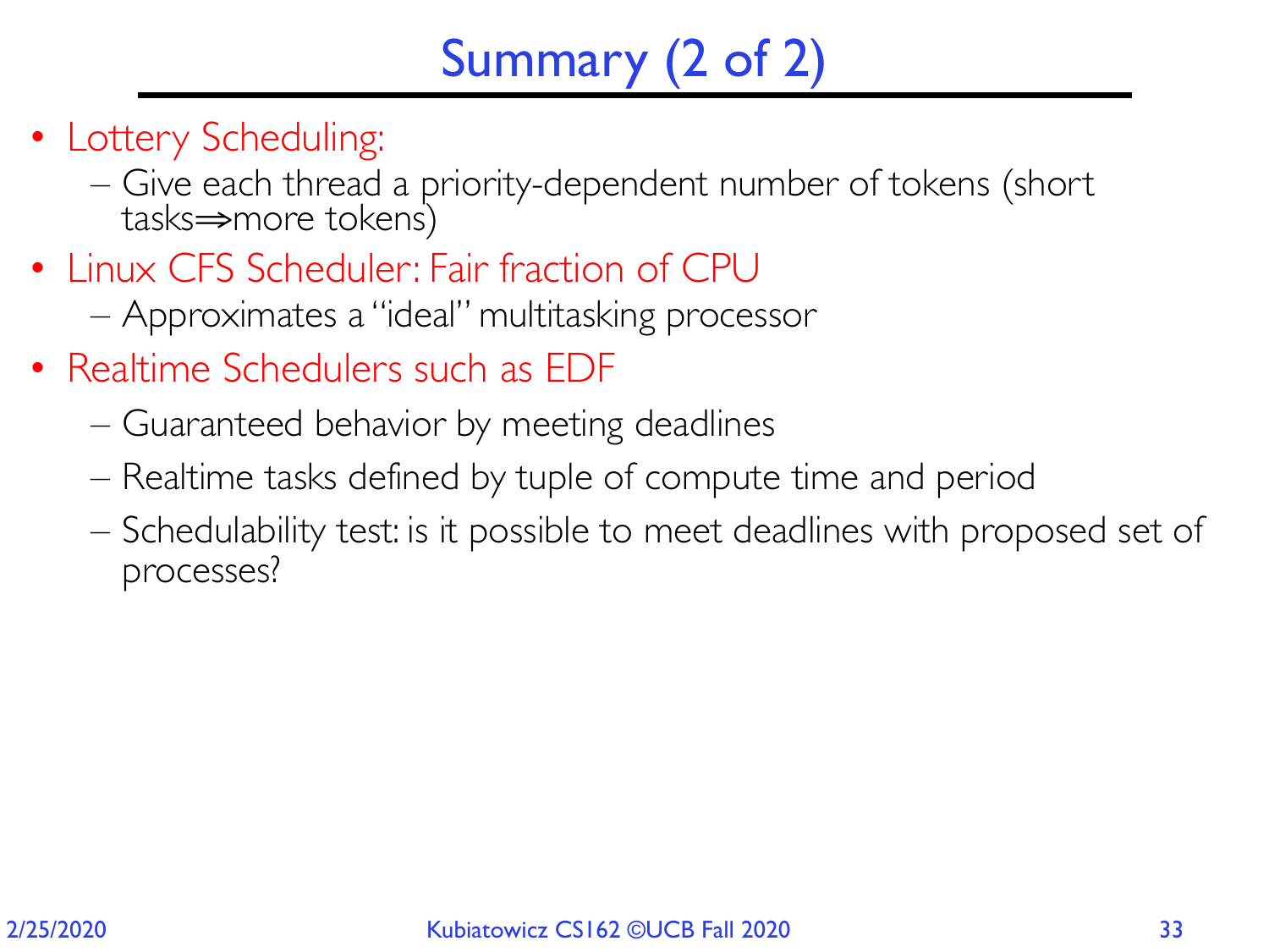# Summary (2 of 2)

- Lottery Scheduling:
  - Give each thread a priority-dependent number of tokens (short tasks⇒more tokens)
- Linux CFS Scheduler: Fair fraction of CPU
  - Approximates a "ideal" multitasking processor
- Realtime Schedulers such as EDF
  - Guaranteed behavior by meeting deadlines
  - Realtime tasks defined by tuple of compute time and period
  - Schedulability test: is it possible to meet deadlines with proposed set of processes?